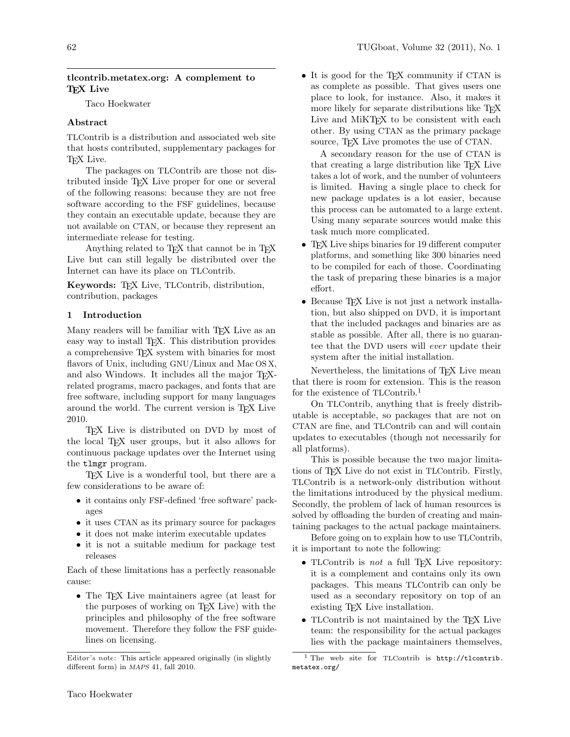# tlcontrib.metatex.org: A complement to TeX Live

Taco Hoekwater

## Abstract

TLContrib is a distribution and associated web site that hosts contributed, supplementary packages for TeX Live.

The packages on TLContrib are those not distributed inside TeX Live proper for one or several of the following reasons: because they are not free software according to the FSF guidelines, because they contain an executable update, because they are not available on CTAN, or because they represent an intermediate release for testing.

Anything related to TeX that cannot be in TeX Live but can still legally be distributed over the Internet can have its place on TLContrib.

**Keywords:** TeX Live, TLContrib, distribution, contribution, packages

## 1 Introduction

Many readers will be familiar with TeX Live as an easy way to install TeX. This distribution provides a comprehensive TeX system with binaries for most flavors of Unix, including GNU/Linux and Mac OS X, and also Windows. It includes all the major TeX-related programs, macro packages, and fonts that are free software, including support for many languages around the world. The current version is TeX Live 2010.

TeX Live is distributed on DVD by most of the local TeX user groups, but it also allows for continuous package updates over the Internet using the `tlmgr` program.

TeX Live is a wonderful tool, but there are a few considerations to be aware of:

- it contains only FSF-defined 'free software' packages
- it uses CTAN as its primary source for packages
- it does not make interim executable updates
- it is not a suitable medium for package test releases

Each of these limitations has a perfectly reasonable cause:

- The TeX Live maintainers agree (at least for the purposes of working on TeX Live) with the principles and philosophy of the free software movement. Therefore they follow the FSF guidelines on licensing.
- It is good for the TeX community if CTAN is as complete as possible. That gives users one place to look, for instance. Also, it makes it more likely for separate distributions like TeX Live and MiKTeX to be consistent with each other. By using CTAN as the primary package source, TeX Live promotes the use of CTAN.

  A secondary reason for the use of CTAN is that creating a large distribution like TeX Live takes a lot of work, and the number of volunteers is limited. Having a single place to check for new package updates is a lot easier, because this process can be automated to a large extent. Using many separate sources would make this task much more complicated.
- TeX Live ships binaries for 19 different computer platforms, and something like 300 binaries need to be compiled for each of those. Coordinating the task of preparing these binaries is a major effort.
- Because TeX Live is not just a network installation, but also shipped on DVD, it is important that the included packages and binaries are as stable as possible. After all, there is no guarantee that the DVD users will *ever* update their system after the initial installation.

Nevertheless, the limitations of TeX Live mean that there is room for extension. This is the reason for the existence of TLContrib.[1]

On TLContrib, anything that is freely distributable is acceptable, so packages that are not on CTAN are fine, and TLContrib can and will contain updates to executables (though not necessarily for all platforms).

This is possible because the two major limitations of TeX Live do not exist in TLContrib. Firstly, TLContrib is a network-only distribution without the limitations introduced by the physical medium. Secondly, the problem of lack of human resources is solved by offloading the burden of creating and maintaining packages to the actual package maintainers.

Before going on to explain how to use TLContrib, it is important to note the following:

- TLContrib is *not* a full TeX Live repository: it is a complement and contains only its own packages. This means TLContrib can only be used as a secondary repository on top of an existing TeX Live installation.
- TLContrib is not maintained by the TeX Live team: the responsibility for the actual packages lies with the package maintainers themselves,

---

Editor's note: This article appeared originally (in slightly different form) in *MAPS* 41, fall 2010.

[1] The web site for TLContrib is `http://tlcontrib.metatex.org/`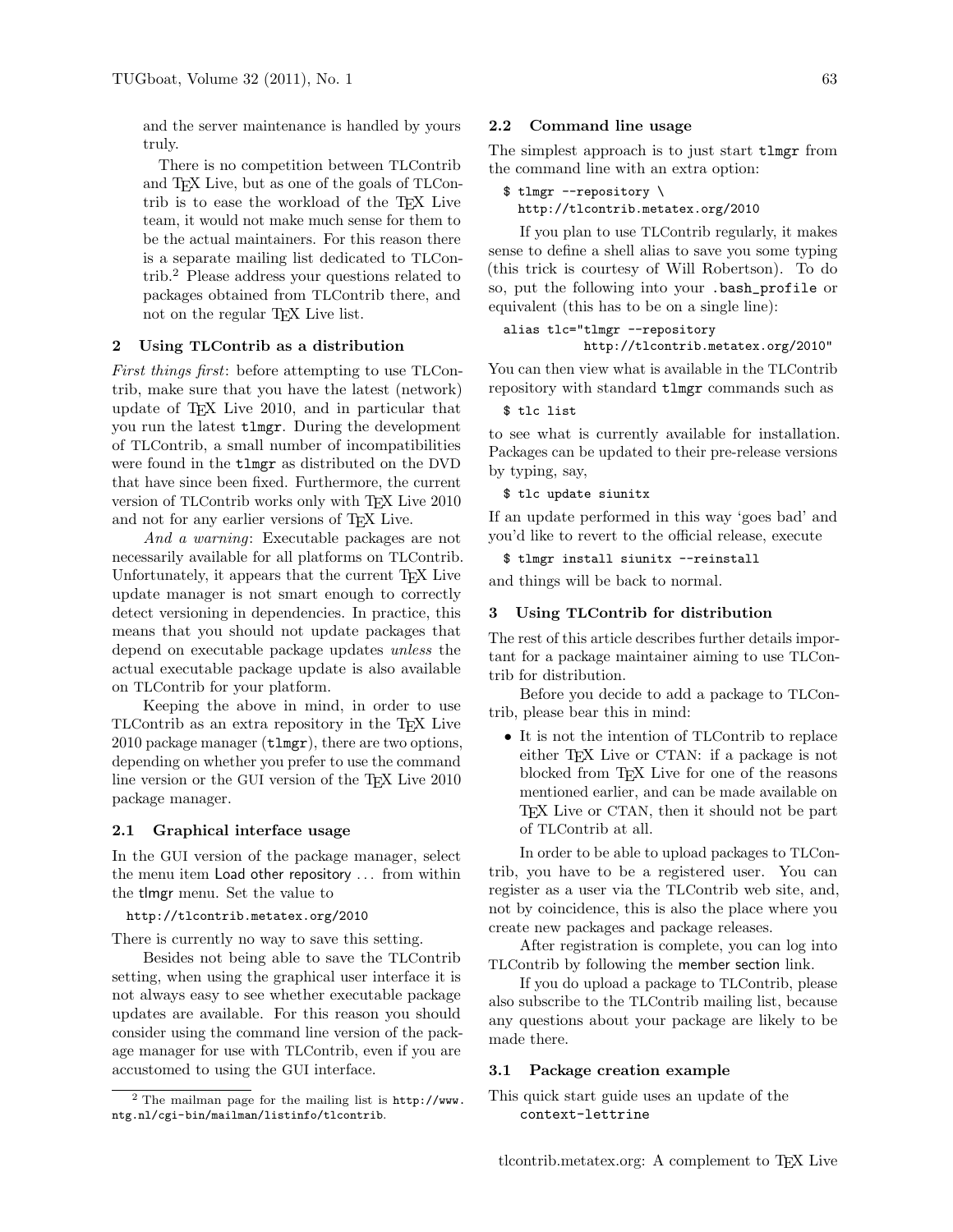and the server maintenance is handled by yours truly.

There is no competition between TLContrib and TEX Live, but as one of the goals of TLContrib is to ease the workload of the TEX Live team, it would not make much sense for them to be the actual maintainers. For this reason there is a separate mailing list dedicated to TLContrib.[2] Please address your questions related to packages obtained from TLContrib there, and not on the regular TEX Live list.

## 2 Using TLContrib as a distribution

*First things first*: before attempting to use TLContrib, make sure that you have the latest (network) update of TEX Live 2010, and in particular that you run the latest `tlmgr`. During the development of TLContrib, a small number of incompatibilities were found in the `tlmgr` as distributed on the DVD that have since been fixed. Furthermore, the current version of TLContrib works only with TEX Live 2010 and not for any earlier versions of TEX Live.

*And a warning*: Executable packages are not necessarily available for all platforms on TLContrib. Unfortunately, it appears that the current TEX Live update manager is not smart enough to correctly detect versioning in dependencies. In practice, this means that you should not update packages that depend on executable package updates *unless* the actual executable package update is also available on TLContrib for your platform.

Keeping the above in mind, in order to use TLContrib as an extra repository in the TEX Live 2010 package manager (`tlmgr`), there are two options, depending on whether you prefer to use the command line version or the GUI version of the TEX Live 2010 package manager.

### 2.1 Graphical interface usage

In the GUI version of the package manager, select the menu item Load other repository ... from within the tlmgr menu. Set the value to

```
http://tlcontrib.metatex.org/2010
```

There is currently no way to save this setting.

Besides not being able to save the TLContrib setting, when using the graphical user interface it is not always easy to see whether executable package updates are available. For this reason you should consider using the command line version of the package manager for use with TLContrib, even if you are accustomed to using the GUI interface.

### 2.2 Command line usage

The simplest approach is to just start `tlmgr` from the command line with an extra option:

```
$ tlmgr --repository \
  http://tlcontrib.metatex.org/2010
```

If you plan to use TLContrib regularly, it makes sense to define a shell alias to save you some typing (this trick is courtesy of Will Robertson). To do so, put the following into your `.bash_profile` or equivalent (this has to be on a single line):

```
alias tlc="tlmgr --repository
           http://tlcontrib.metatex.org/2010"
```

You can then view what is available in the TLContrib repository with standard `tlmgr` commands such as

```
$ tlc list
```

to see what is currently available for installation. Packages can be updated to their pre-release versions by typing, say,

```
$ tlc update siunitx
```

If an update performed in this way 'goes bad' and you'd like to revert to the official release, execute

```
$ tlmgr install siunitx --reinstall
```

and things will be back to normal.

## 3 Using TLContrib for distribution

The rest of this article describes further details important for a package maintainer aiming to use TLContrib for distribution.

Before you decide to add a package to TLContrib, please bear this in mind:

- It is not the intention of TLContrib to replace either TEX Live or CTAN: if a package is not blocked from TEX Live for one of the reasons mentioned earlier, and can be made available on TEX Live or CTAN, then it should not be part of TLContrib at all.

In order to be able to upload packages to TLContrib, you have to be a registered user. You can register as a user via the TLContrib web site, and, not by coincidence, this is also the place where you create new packages and package releases.

After registration is complete, you can log into TLContrib by following the member section link.

If you do upload a package to TLContrib, please also subscribe to the TLContrib mailing list, because any questions about your package are likely to be made there.

### 3.1 Package creation example

This quick start guide uses an update of the `context-lettrine`

[2] The mailman page for the mailing list is `http://www.ntg.nl/cgi-bin/mailman/listinfo/tlcontrib`.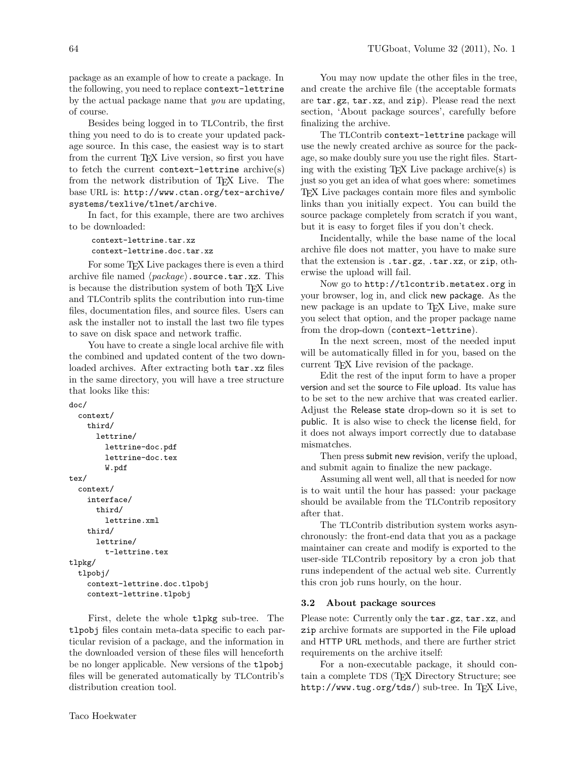package as an example of how to create a package. In the following, you need to replace `context-lettrine` by the actual package name that *you* are updating, of course.

Besides being logged in to TLContrib, the first thing you need to do is to create your updated package source. In this case, the easiest way is to start from the current TeX Live version, so first you have to fetch the current `context-lettrine` archive(s) from the network distribution of TeX Live. The base URL is: `http://www.ctan.org/tex-archive/systems/texlive/tlnet/archive`.

In fact, for this example, there are two archives to be downloaded:

```
context-lettrine.tar.xz
context-lettrine.doc.tar.xz
```

For some TeX Live packages there is even a third archive file named ⟨*package*⟩`.source.tar.xz`. This is because the distribution system of both TeX Live and TLContrib splits the contribution into run-time files, documentation files, and source files. Users can ask the installer not to install the last two file types to save on disk space and network traffic.

You have to create a single local archive file with the combined and updated content of the two downloaded archives. After extracting both `tar.xz` files in the same directory, you will have a tree structure that looks like this:

```
doc/
  context/
    third/
      lettrine/
        lettrine-doc.pdf
        lettrine-doc.tex
        W.pdf
tex/
  context/
    interface/
      third/
        lettrine.xml
    third/
      lettrine/
        t-lettrine.tex
tlpkg/
  tlpobj/
    context-lettrine.doc.tlpobj
    context-lettrine.tlpobj
```

First, delete the whole `tlpkg` sub-tree. The `tlpobj` files contain meta-data specific to each particular revision of a package, and the information in the downloaded version of these files will henceforth be no longer applicable. New versions of the `tlpobj` files will be generated automatically by TLContrib's distribution creation tool.

You may now update the other files in the tree, and create the archive file (the acceptable formats are `tar.gz`, `tar.xz`, and `zip`). Please read the next section, 'About package sources', carefully before finalizing the archive.

The TLContrib `context-lettrine` package will use the newly created archive as source for the package, so make doubly sure you use the right files. Starting with the existing TeX Live package archive(s) is just so you get an idea of what goes where: sometimes TeX Live packages contain more files and symbolic links than you initially expect. You can build the source package completely from scratch if you want, but it is easy to forget files if you don't check.

Incidentally, while the base name of the local archive file does not matter, you have to make sure that the extension is `.tar.gz`, `.tar.xz`, or `zip`, otherwise the upload will fail.

Now go to `http://tlcontrib.metatex.org` in your browser, log in, and click new package. As the new package is an update to TeX Live, make sure you select that option, and the proper package name from the drop-down (`context-lettrine`).

In the next screen, most of the needed input will be automatically filled in for you, based on the current TeX Live revision of the package.

Edit the rest of the input form to have a proper version and set the source to File upload. Its value has to be set to the new archive that was created earlier. Adjust the Release state drop-down so it is set to public. It is also wise to check the license field, for it does not always import correctly due to database mismatches.

Then press submit new revision, verify the upload, and submit again to finalize the new package.

Assuming all went well, all that is needed for now is to wait until the hour has passed: your package should be available from the TLContrib repository after that.

The TLContrib distribution system works asynchronously: the front-end data that you as a package maintainer can create and modify is exported to the user-side TLContrib repository by a cron job that runs independent of the actual web site. Currently this cron job runs hourly, on the hour.

### 3.2 About package sources

Please note: Currently only the `tar.gz`, `tar.xz`, and `zip` archive formats are supported in the File upload and HTTP URL methods, and there are further strict requirements on the archive itself:

For a non-executable package, it should contain a complete TDS (TeX Directory Structure; see `http://www.tug.org/tds/`) sub-tree. In TeX Live,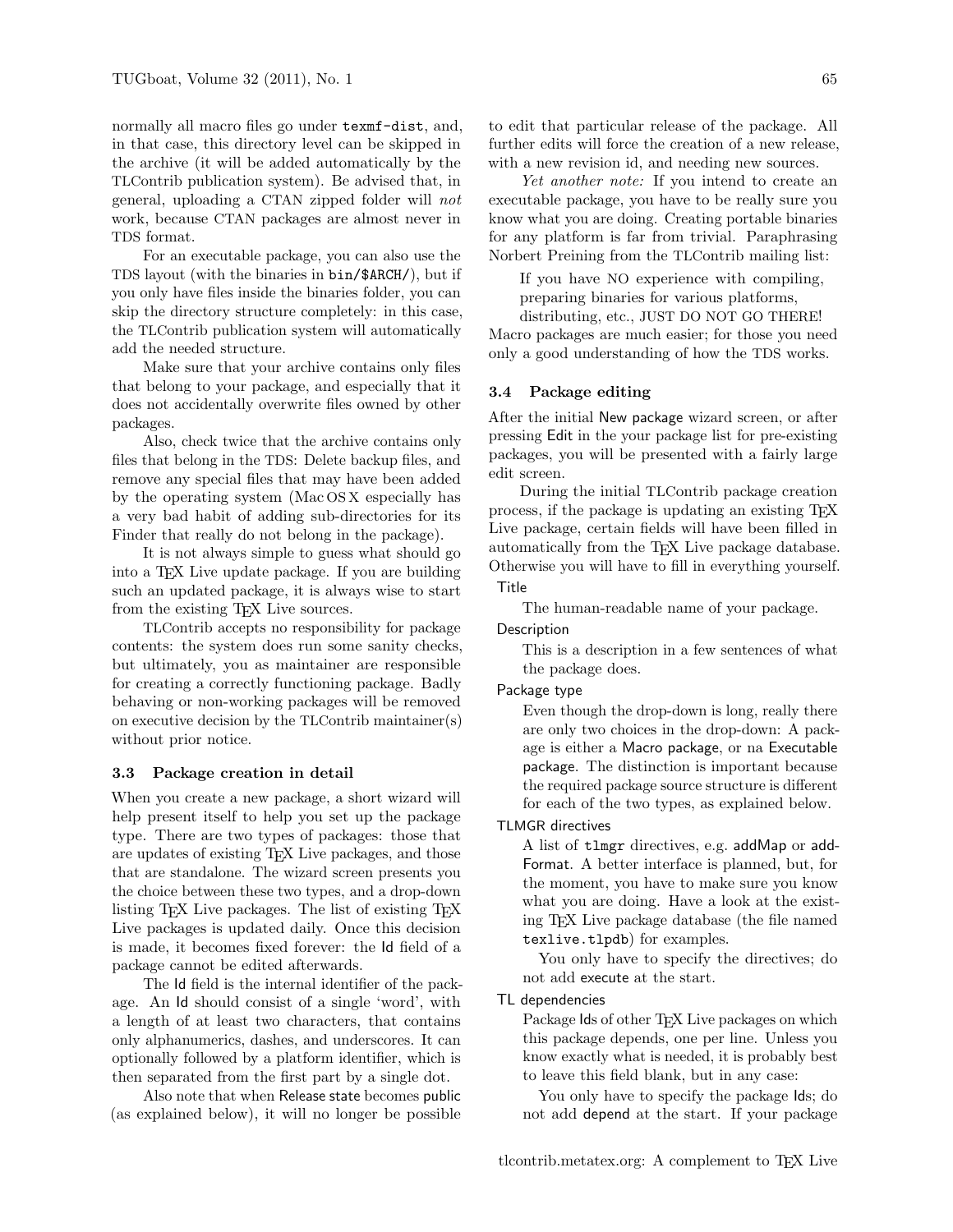normally all macro files go under `texmf-dist`, and, in that case, this directory level can be skipped in the archive (it will be added automatically by the TLContrib publication system). Be advised that, in general, uploading a CTAN zipped folder will *not* work, because CTAN packages are almost never in TDS format.

For an executable package, you can also use the TDS layout (with the binaries in `bin/$ARCH/`), but if you only have files inside the binaries folder, you can skip the directory structure completely: in this case, the TLContrib publication system will automatically add the needed structure.

Make sure that your archive contains only files that belong to your package, and especially that it does not accidentally overwrite files owned by other packages.

Also, check twice that the archive contains only files that belong in the TDS: Delete backup files, and remove any special files that may have been added by the operating system (Mac OS X especially has a very bad habit of adding sub-directories for its Finder that really do not belong in the package).

It is not always simple to guess what should go into a TeX Live update package. If you are building such an updated package, it is always wise to start from the existing TeX Live sources.

TLContrib accepts no responsibility for package contents: the system does run some sanity checks, but ultimately, you as maintainer are responsible for creating a correctly functioning package. Badly behaving or non-working packages will be removed on executive decision by the TLContrib maintainer(s) without prior notice.

### 3.3 Package creation in detail

When you create a new package, a short wizard will help present itself to help you set up the package type. There are two types of packages: those that are updates of existing TeX Live packages, and those that are standalone. The wizard screen presents you the choice between these two types, and a drop-down listing TeX Live packages. The list of existing TeX Live packages is updated daily. Once this decision is made, it becomes fixed forever: the Id field of a package cannot be edited afterwards.

The Id field is the internal identifier of the package. An Id should consist of a single 'word', with a length of at least two characters, that contains only alphanumerics, dashes, and underscores. It can optionally followed by a platform identifier, which is then separated from the first part by a single dot.

Also note that when Release state becomes public (as explained below), it will no longer be possible to edit that particular release of the package. All further edits will force the creation of a new release, with a new revision id, and needing new sources.

*Yet another note:* If you intend to create an executable package, you have to be really sure you know what you are doing. Creating portable binaries for any platform is far from trivial. Paraphrasing Norbert Preining from the TLContrib mailing list:

> If you have NO experience with compiling, preparing binaries for various platforms, distributing, etc., JUST DO NOT GO THERE!

Macro packages are much easier; for those you need only a good understanding of how the TDS works.

### 3.4 Package editing

After the initial New package wizard screen, or after pressing Edit in the your package list for pre-existing packages, you will be presented with a fairly large edit screen.

During the initial TLContrib package creation process, if the package is updating an existing TeX Live package, certain fields will have been filled in automatically from the TeX Live package database. Otherwise you will have to fill in everything yourself.

Title
: The human-readable name of your package.

Description
: This is a description in a few sentences of what the package does.

Package type
: Even though the drop-down is long, really there are only two choices in the drop-down: A package is either a Macro package, or na Executable package. The distinction is important because the required package source structure is different for each of the two types, as explained below.

TLMGR directives
: A list of `tlmgr` directives, e.g. addMap or addFormat. A better interface is planned, but, for the moment, you have to make sure you know what you are doing. Have a look at the existing TeX Live package database (the file named `texlive.tlpdb`) for examples.

  You only have to specify the directives; do not add execute at the start.

TL dependencies
: Package Ids of other TeX Live packages on which this package depends, one per line. Unless you know exactly what is needed, it is probably best to leave this field blank, but in any case:

  You only have to specify the package Ids; do not add depend at the start. If your package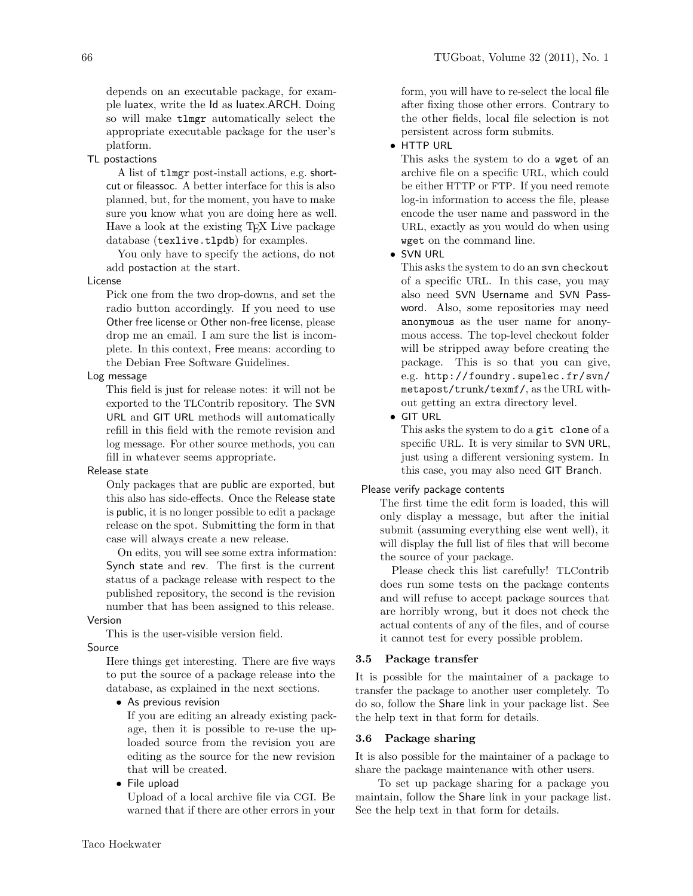depends on an executable package, for example luatex, write the Id as luatex.ARCH. Doing so will make `tlmgr` automatically select the appropriate executable package for the user's platform.

TL postactions

A list of `tlmgr` post-install actions, e.g. shortcut or fileassoc. A better interface for this is also planned, but, for the moment, you have to make sure you know what you are doing here as well. Have a look at the existing TeX Live package database (`texlive.tlpdb`) for examples.

You only have to specify the actions, do not add postaction at the start.

License

Pick one from the two drop-downs, and set the radio button accordingly. If you need to use Other free license or Other non-free license, please drop me an email. I am sure the list is incomplete. In this context, Free means: according to the Debian Free Software Guidelines.

Log message

This field is just for release notes: it will not be exported to the TLContrib repository. The SVN URL and GIT URL methods will automatically refill in this field with the remote revision and log message. For other source methods, you can fill in whatever seems appropriate.

Release state

Only packages that are public are exported, but this also has side-effects. Once the Release state is public, it is no longer possible to edit a package release on the spot. Submitting the form in that case will always create a new release.

On edits, you will see some extra information: Synch state and rev. The first is the current status of a package release with respect to the published repository, the second is the revision number that has been assigned to this release.

Version

This is the user-visible version field.

Source

Here things get interesting. There are five ways to put the source of a package release into the database, as explained in the next sections.

- As previous revision
  If you are editing an already existing package, then it is possible to re-use the uploaded source from the revision you are editing as the source for the new revision that will be created.
- File upload
  Upload of a local archive file via CGI. Be warned that if there are other errors in your form, you will have to re-select the local file after fixing those other errors. Contrary to the other fields, local file selection is not persistent across form submits.
- HTTP URL
  This asks the system to do a `wget` of an archive file on a specific URL, which could be either HTTP or FTP. If you need remote log-in information to access the file, please encode the user name and password in the URL, exactly as you would do when using `wget` on the command line.
- SVN URL
  This asks the system to do an `svn checkout` of a specific URL. In this case, you may also need SVN Username and SVN Password. Also, some repositories may need `anonymous` as the user name for anonymous access. The top-level checkout folder will be stripped away before creating the package. This is so that you can give, e.g. `http://foundry.supelec.fr/svn/metapost/trunk/texmf/`, as the URL without getting an extra directory level.
- GIT URL
  This asks the system to do a `git clone` of a specific URL. It is very similar to SVN URL, just using a different versioning system. In this case, you may also need GIT Branch.

Please verify package contents

The first time the edit form is loaded, this will only display a message, but after the initial submit (assuming everything else went well), it will display the full list of files that will become the source of your package.

Please check this list carefully! TLContrib does run some tests on the package contents and will refuse to accept package sources that are horribly wrong, but it does not check the actual contents of any of the files, and of course it cannot test for every possible problem.

### 3.5 Package transfer

It is possible for the maintainer of a package to transfer the package to another user completely. To do so, follow the Share link in your package list. See the help text in that form for details.

### 3.6 Package sharing

It is also possible for the maintainer of a package to share the package maintenance with other users.

To set up package sharing for a package you maintain, follow the Share link in your package list. See the help text in that form for details.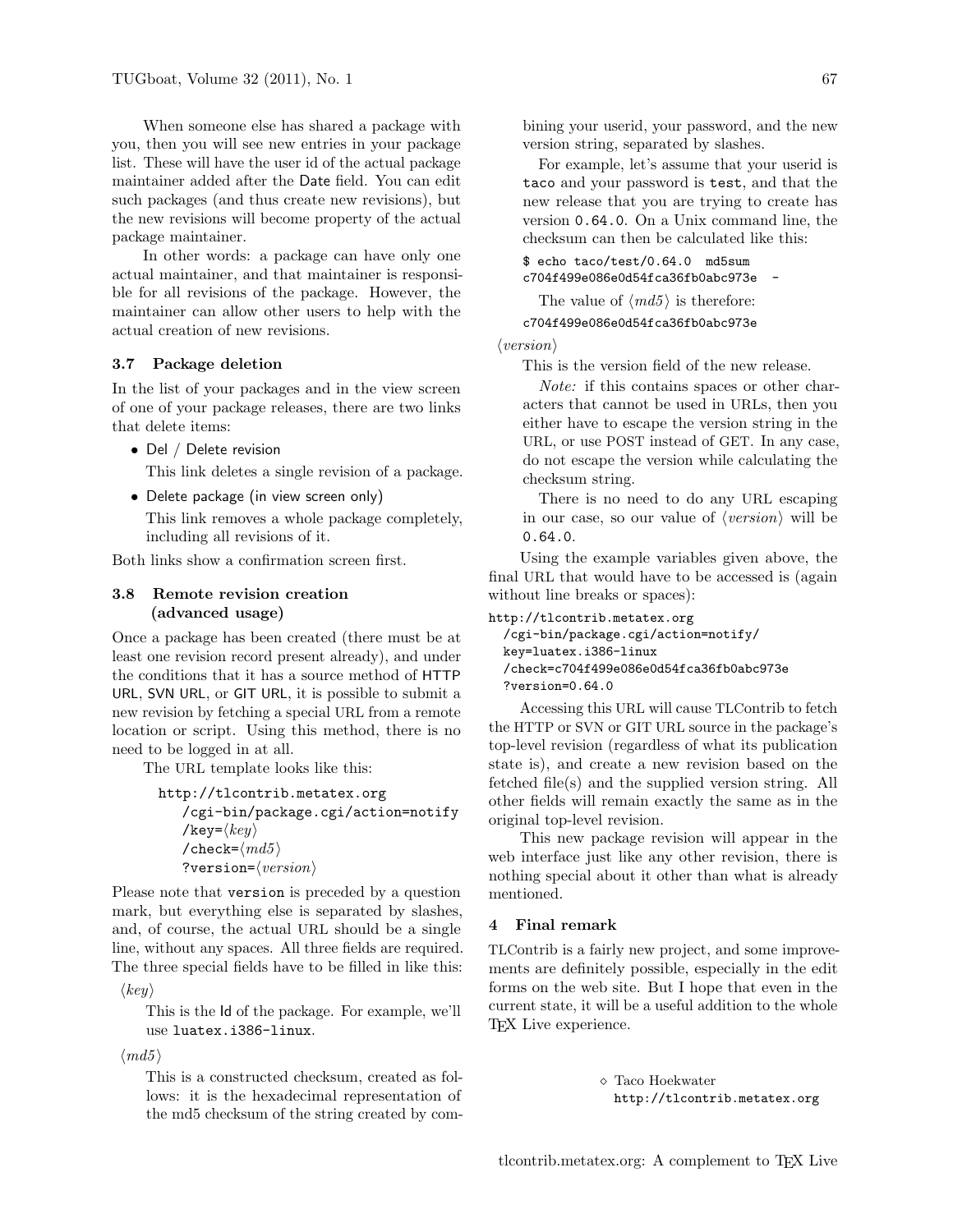When someone else has shared a package with you, then you will see new entries in your package list. These will have the user id of the actual package maintainer added after the Date field. You can edit such packages (and thus create new revisions), but the new revisions will become property of the actual package maintainer.

In other words: a package can have only one actual maintainer, and that maintainer is responsible for all revisions of the package. However, the maintainer can allow other users to help with the actual creation of new revisions.

### 3.7 Package deletion

In the list of your packages and in the view screen of one of your package releases, there are two links that delete items:

- Del / Delete revision

  This link deletes a single revision of a package.
- Delete package (in view screen only)

  This link removes a whole package completely, including all revisions of it.

Both links show a confirmation screen first.

### 3.8 Remote revision creation (advanced usage)

Once a package has been created (there must be at least one revision record present already), and under the conditions that it has a source method of HTTP URL, SVN URL, or GIT URL, it is possible to submit a new revision by fetching a special URL from a remote location or script. Using this method, there is no need to be logged in at all.

The URL template looks like this:

```
http://tlcontrib.metatex.org
   /cgi-bin/package.cgi/action=notify
   /key=⟨key⟩
   /check=⟨md5⟩
   ?version=⟨version⟩
```

Please note that `version` is preceded by a question mark, but everything else is separated by slashes, and, of course, the actual URL should be a single line, without any spaces. All three fields are required. The three special fields have to be filled in like this:

⟨*key*⟩

This is the Id of the package. For example, we'll use `luatex.i386-linux`.

⟨*md5*⟩

This is a constructed checksum, created as follows: it is the hexadecimal representation of the md5 checksum of the string created by combining your userid, your password, and the new version string, separated by slashes.

For example, let's assume that your userid is `taco` and your password is `test`, and that the new release that you are trying to create has version `0.64.0`. On a Unix command line, the checksum can then be calculated like this:

```
$ echo taco/test/0.64.0  md5sum
c704f499e086e0d54fca36fb0abc973e  -
```

The value of ⟨*md5*⟩ is therefore:

`c704f499e086e0d54fca36fb0abc973e`

⟨*version*⟩

This is the version field of the new release.

*Note:* if this contains spaces or other characters that cannot be used in URLs, then you either have to escape the version string in the URL, or use POST instead of GET. In any case, do not escape the version while calculating the checksum string.

There is no need to do any URL escaping in our case, so our value of ⟨*version*⟩ will be `0.64.0`.

Using the example variables given above, the final URL that would have to be accessed is (again without line breaks or spaces):

```
http://tlcontrib.metatex.org
  /cgi-bin/package.cgi/action=notify/
  key=luatex.i386-linux
  /check=c704f499e086e0d54fca36fb0abc973e
  ?version=0.64.0
```

Accessing this URL will cause TLContrib to fetch the HTTP or SVN or GIT URL source in the package's top-level revision (regardless of what its publication state is), and create a new revision based on the fetched file(s) and the supplied version string. All other fields will remain exactly the same as in the original top-level revision.

This new package revision will appear in the web interface just like any other revision, there is nothing special about it other than what is already mentioned.

## 4 Final remark

TLContrib is a fairly new project, and some improvements are definitely possible, especially in the edit forms on the web site. But I hope that even in the current state, it will be a useful addition to the whole TeX Live experience.

⋄ Taco Hoekwater
`http://tlcontrib.metatex.org`